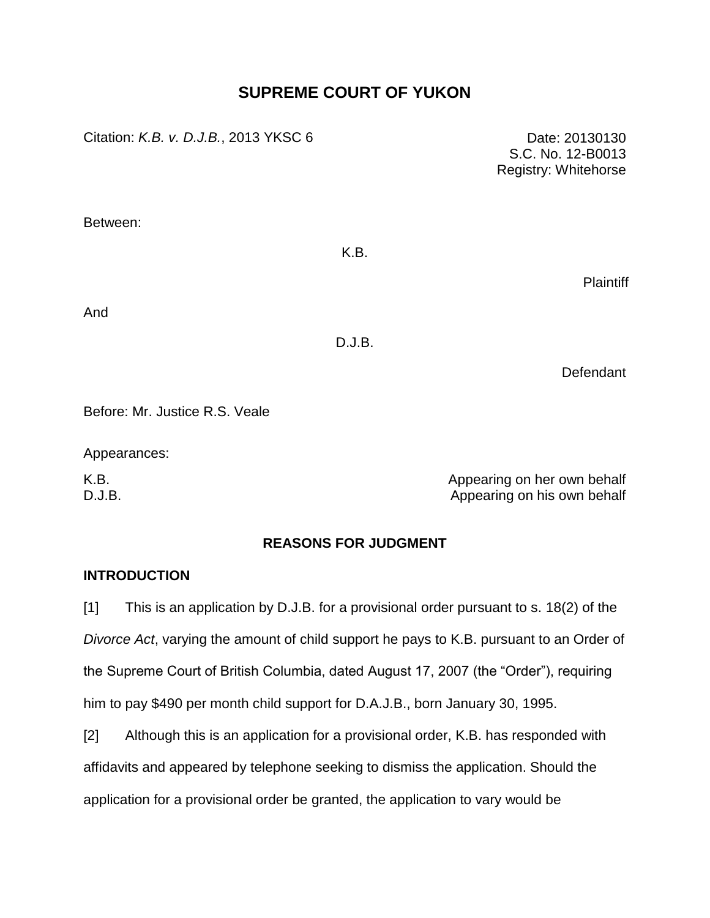# SUPREME COURT OF YUKON

Citation: *K.B. v. D.J.B.*, 2013 YKSC 6

Date: 20130130
S.C. No. 12-B0013
Registry: Whitehorse

Between:

K.B.

Plaintiff

And

D.J.B.

Defendant

Before: Mr. Justice R.S. Veale

Appearances:

K.B. — Appearing on her own behalf
D.J.B. — Appearing on his own behalf

## REASONS FOR JUDGMENT

### INTRODUCTION

[1] This is an application by D.J.B. for a provisional order pursuant to s. 18(2) of the *Divorce Act*, varying the amount of child support he pays to K.B. pursuant to an Order of the Supreme Court of British Columbia, dated August 17, 2007 (the "Order"), requiring him to pay $490 per month child support for D.A.J.B., born January 30, 1995.

[2] Although this is an application for a provisional order, K.B. has responded with affidavits and appeared by telephone seeking to dismiss the application. Should the application for a provisional order be granted, the application to vary would be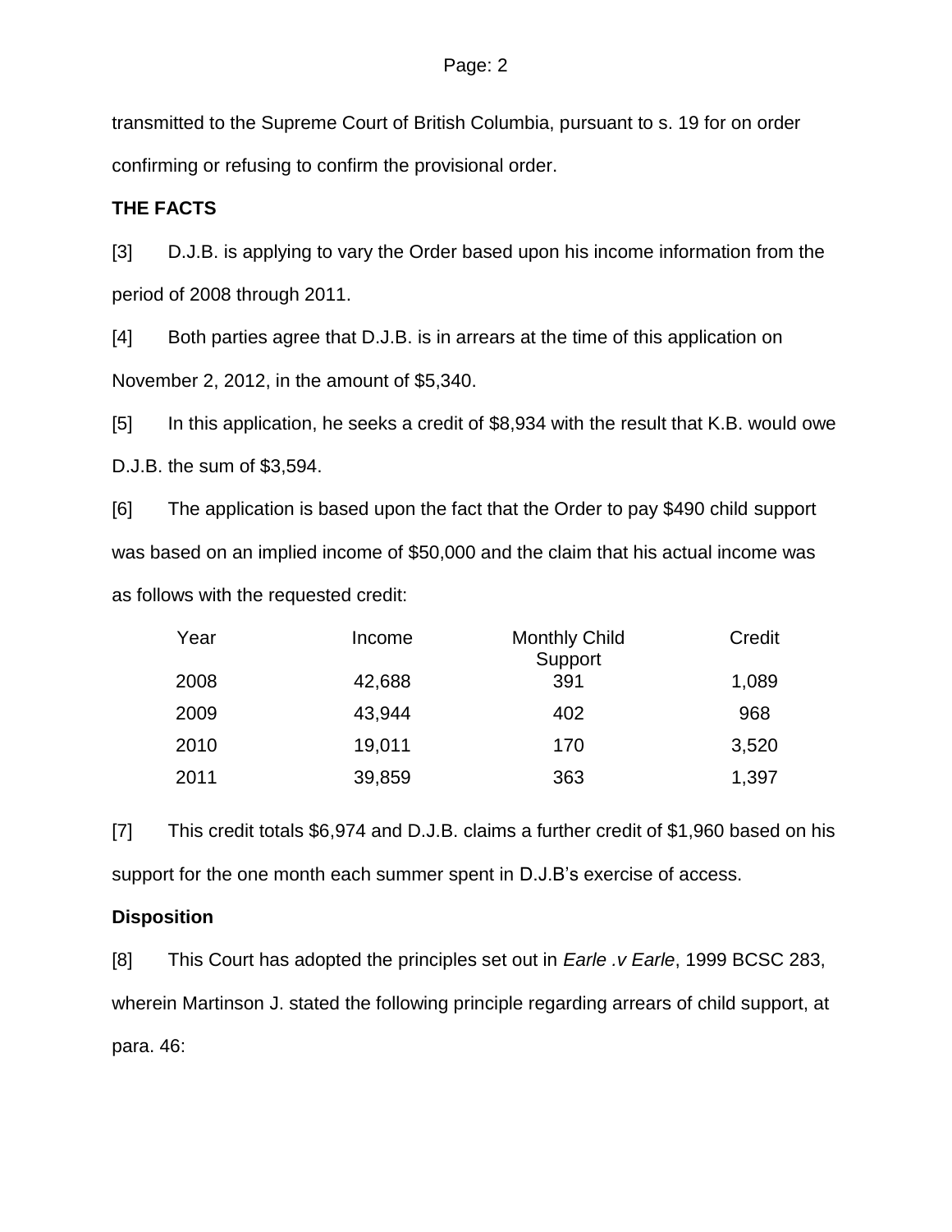transmitted to the Supreme Court of British Columbia, pursuant to s. 19 for on order confirming or refusing to confirm the provisional order.

**THE FACTS**

[3] D.J.B. is applying to vary the Order based upon his income information from the period of 2008 through 2011.

[4] Both parties agree that D.J.B. is in arrears at the time of this application on November 2, 2012, in the amount of $5,340.

[5] In this application, he seeks a credit of $8,934 with the result that K.B. would owe D.J.B. the sum of $3,594.

[6] The application is based upon the fact that the Order to pay $490 child support was based on an implied income of $50,000 and the claim that his actual income was as follows with the requested credit:

| Year | Income | Monthly Child Support | Credit |
|---|---|---|---|
| 2008 | 42,688 | 391 | 1,089 |
| 2009 | 43,944 | 402 | 968 |
| 2010 | 19,011 | 170 | 3,520 |
| 2011 | 39,859 | 363 | 1,397 |

[7] This credit totals $6,974 and D.J.B. claims a further credit of $1,960 based on his support for the one month each summer spent in D.J.B's exercise of access.

**Disposition**

[8] This Court has adopted the principles set out in *Earle .v Earle*, 1999 BCSC 283, wherein Martinson J. stated the following principle regarding arrears of child support, at para. 46: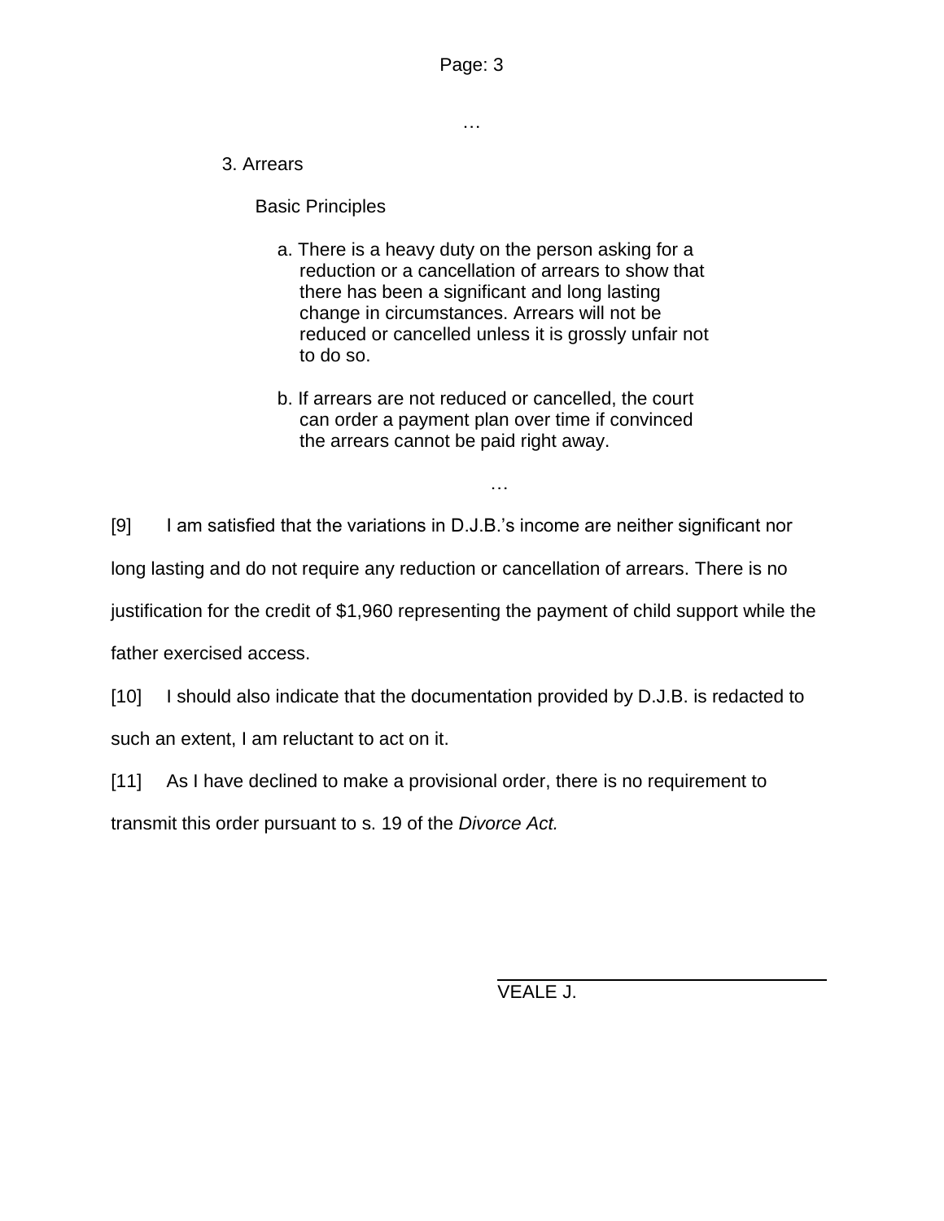…

3. Arrears

Basic Principles

a. There is a heavy duty on the person asking for a reduction or a cancellation of arrears to show that there has been a significant and long lasting change in circumstances. Arrears will not be reduced or cancelled unless it is grossly unfair not to do so.

b. If arrears are not reduced or cancelled, the court can order a payment plan over time if convinced the arrears cannot be paid right away.

…

[9] I am satisfied that the variations in D.J.B.'s income are neither significant nor long lasting and do not require any reduction or cancellation of arrears. There is no justification for the credit of $1,960 representing the payment of child support while the father exercised access.

[10] I should also indicate that the documentation provided by D.J.B. is redacted to such an extent, I am reluctant to act on it.

[11] As I have declined to make a provisional order, there is no requirement to transmit this order pursuant to s. 19 of the *Divorce Act.*

VEALE J.